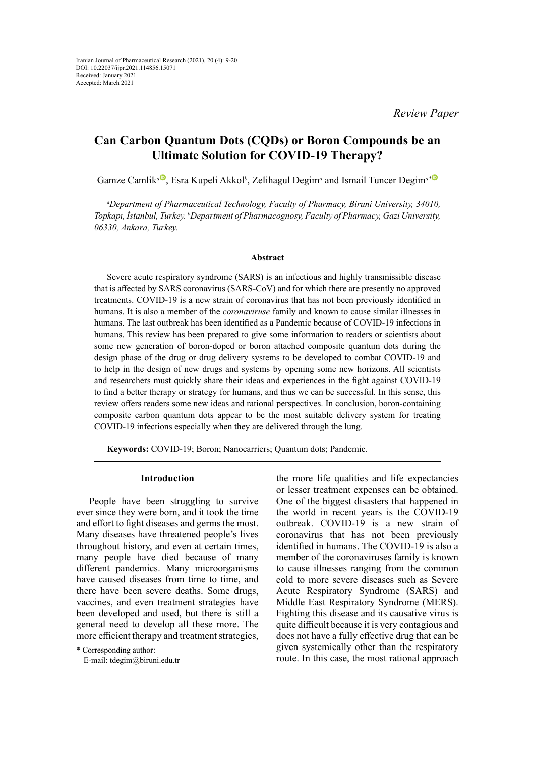Iranian Journal of Pharmaceutical Research (2021), 20 (4): 9-20
DOI: 10.22037/ijpr.2021.114856.15071
Received: January 2021
Accepted: March 2021

*Review Paper*

# Can Carbon Quantum Dots (CQDs) or Boron Compounds be an Ultimate Solution for COVID-19 Therapy?

Gamze Camlik[a], Esra Kupeli Akkol[b], Zelihagul Degim[a] and Ismail Tuncer Degim[a*]

*[a]Department of Pharmaceutical Technology, Faculty of Pharmacy, Biruni University, 34010, Topkapı, İstanbul, Turkey. [b]Department of Pharmacognosy, Faculty of Pharmacy, Gazi University, 06330, Ankara, Turkey.*

## Abstract

Severe acute respiratory syndrome (SARS) is an infectious and highly transmissible disease that is affected by SARS coronavirus (SARS-CoV) and for which there are presently no approved treatments. COVID-19 is a new strain of coronavirus that has not been previously identified in humans. It is also a member of the *coronaviruse* family and known to cause similar illnesses in humans. The last outbreak has been identified as a Pandemic because of COVID-19 infections in humans. This review has been prepared to give some information to readers or scientists about some new generation of boron-doped or boron attached composite quantum dots during the design phase of the drug or drug delivery systems to be developed to combat COVID-19 and to help in the design of new drugs and systems by opening some new horizons. All scientists and researchers must quickly share their ideas and experiences in the fight against COVID-19 to find a better therapy or strategy for humans, and thus we can be successful. In this sense, this review offers readers some new ideas and rational perspectives. In conclusion, boron-containing composite carbon quantum dots appear to be the most suitable delivery system for treating COVID-19 infections especially when they are delivered through the lung.

**Keywords:** COVID-19; Boron; Nanocarriers; Quantum dots; Pandemic.

## Introduction

People have been struggling to survive ever since they were born, and it took the time and effort to fight diseases and germs the most. Many diseases have threatened people's lives throughout history, and even at certain times, many people have died because of many different pandemics. Many microorganisms have caused diseases from time to time, and there have been severe deaths. Some drugs, vaccines, and even treatment strategies have been developed and used, but there is still a general need to develop all these more. The more efficient therapy and treatment strategies, the more life qualities and life expectancies or lesser treatment expenses can be obtained. One of the biggest disasters that happened in the world in recent years is the COVID-19 outbreak. COVID-19 is a new strain of coronavirus that has not been previously identified in humans. The COVID-19 is also a member of the coronaviruses family is known to cause illnesses ranging from the common cold to more severe diseases such as Severe Acute Respiratory Syndrome (SARS) and Middle East Respiratory Syndrome (MERS). Fighting this disease and its causative virus is quite difficult because it is very contagious and does not have a fully effective drug that can be given systemically other than the respiratory route. In this case, the most rational approach

\* Corresponding author:
E-mail: tdegim@biruni.edu.tr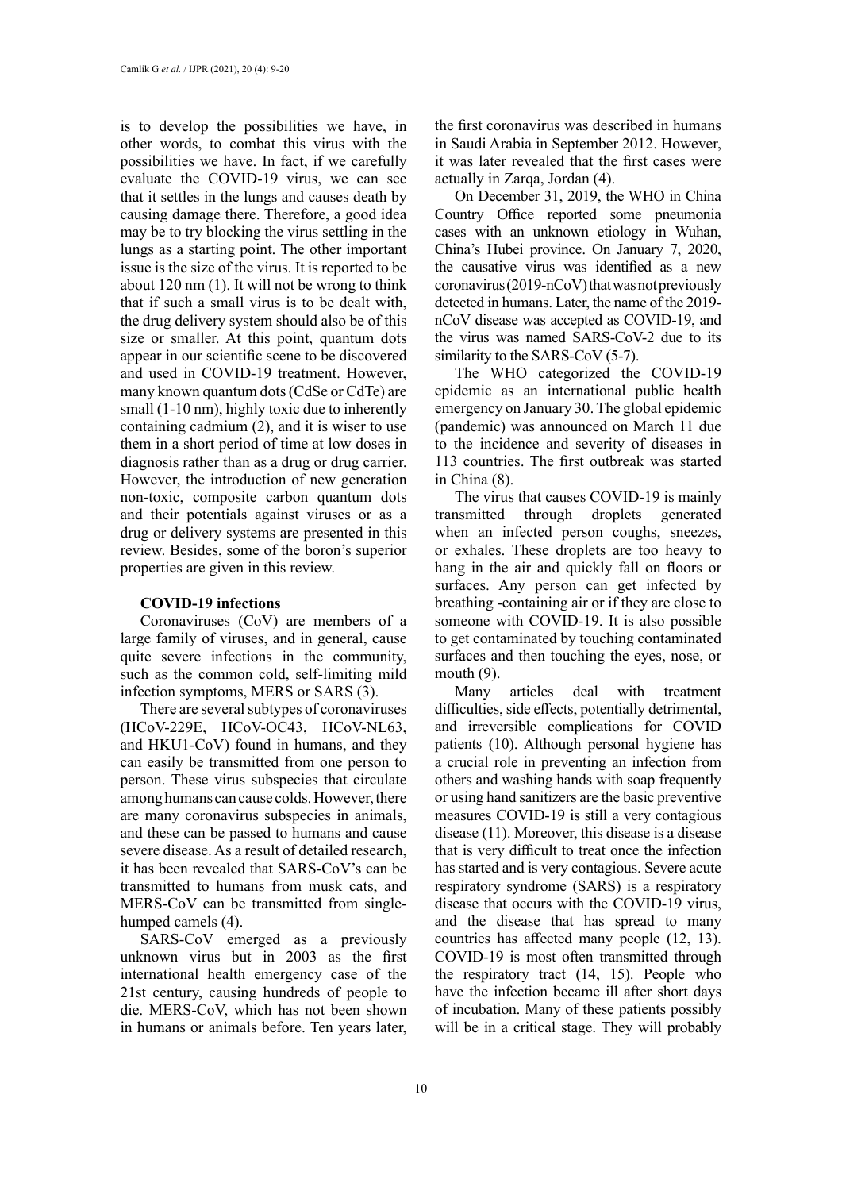is to develop the possibilities we have, in other words, to combat this virus with the possibilities we have. In fact, if we carefully evaluate the COVID-19 virus, we can see that it settles in the lungs and causes death by causing damage there. Therefore, a good idea may be to try blocking the virus settling in the lungs as a starting point. The other important issue is the size of the virus. It is reported to be about 120 nm (1). It will not be wrong to think that if such a small virus is to be dealt with, the drug delivery system should also be of this size or smaller. At this point, quantum dots appear in our scientific scene to be discovered and used in COVID-19 treatment. However, many known quantum dots (CdSe or CdTe) are small (1-10 nm), highly toxic due to inherently containing cadmium (2), and it is wiser to use them in a short period of time at low doses in diagnosis rather than as a drug or drug carrier. However, the introduction of new generation non-toxic, composite carbon quantum dots and their potentials against viruses or as a drug or delivery systems are presented in this review. Besides, some of the boron's superior properties are given in this review.

**COVID-19 infections**

Coronaviruses (CoV) are members of a large family of viruses, and in general, cause quite severe infections in the community, such as the common cold, self-limiting mild infection symptoms, MERS or SARS (3).

There are several subtypes of coronaviruses (HCoV-229E, HCoV-OC43, HCoV-NL63, and HKU1-CoV) found in humans, and they can easily be transmitted from one person to person. These virus subspecies that circulate among humans can cause colds. However, there are many coronavirus subspecies in animals, and these can be passed to humans and cause severe disease. As a result of detailed research, it has been revealed that SARS-CoV's can be transmitted to humans from musk cats, and MERS-CoV can be transmitted from single-humped camels (4).

SARS-CoV emerged as a previously unknown virus but in 2003 as the first international health emergency case of the 21st century, causing hundreds of people to die. MERS-CoV, which has not been shown in humans or animals before. Ten years later, the first coronavirus was described in humans in Saudi Arabia in September 2012. However, it was later revealed that the first cases were actually in Zarqa, Jordan (4).

On December 31, 2019, the WHO in China Country Office reported some pneumonia cases with an unknown etiology in Wuhan, China's Hubei province. On January 7, 2020, the causative virus was identified as a new coronavirus (2019-nCoV) that was not previously detected in humans. Later, the name of the 2019-nCoV disease was accepted as COVID-19, and the virus was named SARS-CoV-2 due to its similarity to the SARS-CoV (5-7).

The WHO categorized the COVID-19 epidemic as an international public health emergency on January 30. The global epidemic (pandemic) was announced on March 11 due to the incidence and severity of diseases in 113 countries. The first outbreak was started in China (8).

The virus that causes COVID-19 is mainly transmitted through droplets generated when an infected person coughs, sneezes, or exhales. These droplets are too heavy to hang in the air and quickly fall on floors or surfaces. Any person can get infected by breathing -containing air or if they are close to someone with COVID-19. It is also possible to get contaminated by touching contaminated surfaces and then touching the eyes, nose, or mouth (9).

Many articles deal with treatment difficulties, side effects, potentially detrimental, and irreversible complications for COVID patients (10). Although personal hygiene has a crucial role in preventing an infection from others and washing hands with soap frequently or using hand sanitizers are the basic preventive measures COVID-19 is still a very contagious disease (11). Moreover, this disease is a disease that is very difficult to treat once the infection has started and is very contagious. Severe acute respiratory syndrome (SARS) is a respiratory disease that occurs with the COVID-19 virus, and the disease that has spread to many countries has affected many people (12, 13). COVID-19 is most often transmitted through the respiratory tract (14, 15). People who have the infection became ill after short days of incubation. Many of these patients possibly will be in a critical stage. They will probably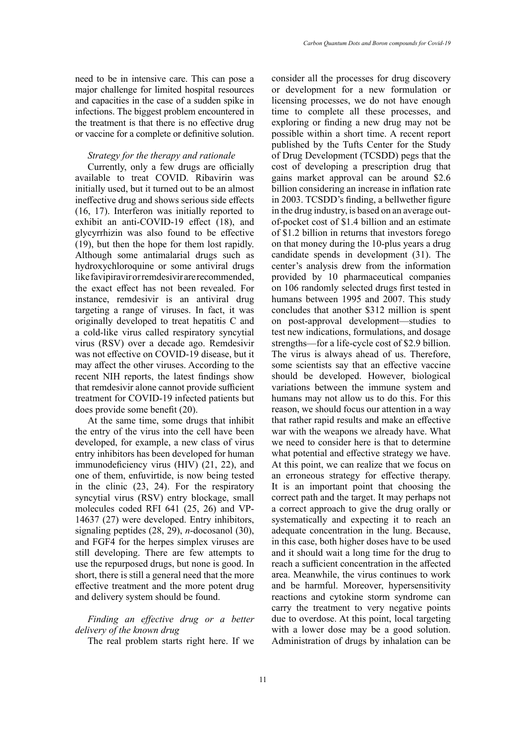need to be in intensive care. This can pose a major challenge for limited hospital resources and capacities in the case of a sudden spike in infections. The biggest problem encountered in the treatment is that there is no effective drug or vaccine for a complete or definitive solution.

*Strategy for the therapy and rationale*

Currently, only a few drugs are officially available to treat COVID. Ribavirin was initially used, but it turned out to be an almost ineffective drug and shows serious side effects (16, 17). Interferon was initially reported to exhibit an anti-COVID-19 effect (18), and glycyrrhizin was also found to be effective (19), but then the hope for them lost rapidly. Although some antimalarial drugs such as hydroxychloroquine or some antiviral drugs like favipiravir or remdesivir are recommended, the exact effect has not been revealed. For instance, remdesivir is an antiviral drug targeting a range of viruses. In fact, it was originally developed to treat hepatitis C and a cold-like virus called respiratory syncytial virus (RSV) over a decade ago. Remdesivir was not effective on COVID-19 disease, but it may affect the other viruses. According to the recent NIH reports, the latest findings show that remdesivir alone cannot provide sufficient treatment for COVID-19 infected patients but does provide some benefit (20).

At the same time, some drugs that inhibit the entry of the virus into the cell have been developed, for example, a new class of virus entry inhibitors has been developed for human immunodeficiency virus (HIV) (21, 22), and one of them, enfuvirtide, is now being tested in the clinic (23, 24). For the respiratory syncytial virus (RSV) entry blockage, small molecules coded RFI 641 (25, 26) and VP-14637 (27) were developed. Entry inhibitors, signaling peptides (28, 29), *n*-docosanol (30), and FGF4 for the herpes simplex viruses are still developing. There are few attempts to use the repurposed drugs, but none is good. In short, there is still a general need that the more effective treatment and the more potent drug and delivery system should be found.

*Finding an effective drug or a better delivery of the known drug*

The real problem starts right here. If we consider all the processes for drug discovery or development for a new formulation or licensing processes, we do not have enough time to complete all these processes, and exploring or finding a new drug may not be possible within a short time. A recent report published by the Tufts Center for the Study of Drug Development (TCSDD) pegs that the cost of developing a prescription drug that gains market approval can be around $2.6 billion considering an increase in inflation rate in 2003. TCSDD's finding, a bellwether figure in the drug industry, is based on an average out-of-pocket cost of $1.4 billion and an estimate of $1.2 billion in returns that investors forego on that money during the 10-plus years a drug candidate spends in development (31). The center's analysis drew from the information provided by 10 pharmaceutical companies on 106 randomly selected drugs first tested in humans between 1995 and 2007. This study concludes that another $312 million is spent on post-approval development—studies to test new indications, formulations, and dosage strengths—for a life-cycle cost of $2.9 billion. The virus is always ahead of us. Therefore, some scientists say that an effective vaccine should be developed. However, biological variations between the immune system and humans may not allow us to do this. For this reason, we should focus our attention in a way that rather rapid results and make an effective war with the weapons we already have. What we need to consider here is that to determine what potential and effective strategy we have. At this point, we can realize that we focus on an erroneous strategy for effective therapy. It is an important point that choosing the correct path and the target. It may perhaps not a correct approach to give the drug orally or systematically and expecting it to reach an adequate concentration in the lung. Because, in this case, both higher doses have to be used and it should wait a long time for the drug to reach a sufficient concentration in the affected area. Meanwhile, the virus continues to work and be harmful. Moreover, hypersensitivity reactions and cytokine storm syndrome can carry the treatment to very negative points due to overdose. At this point, local targeting with a lower dose may be a good solution. Administration of drugs by inhalation can be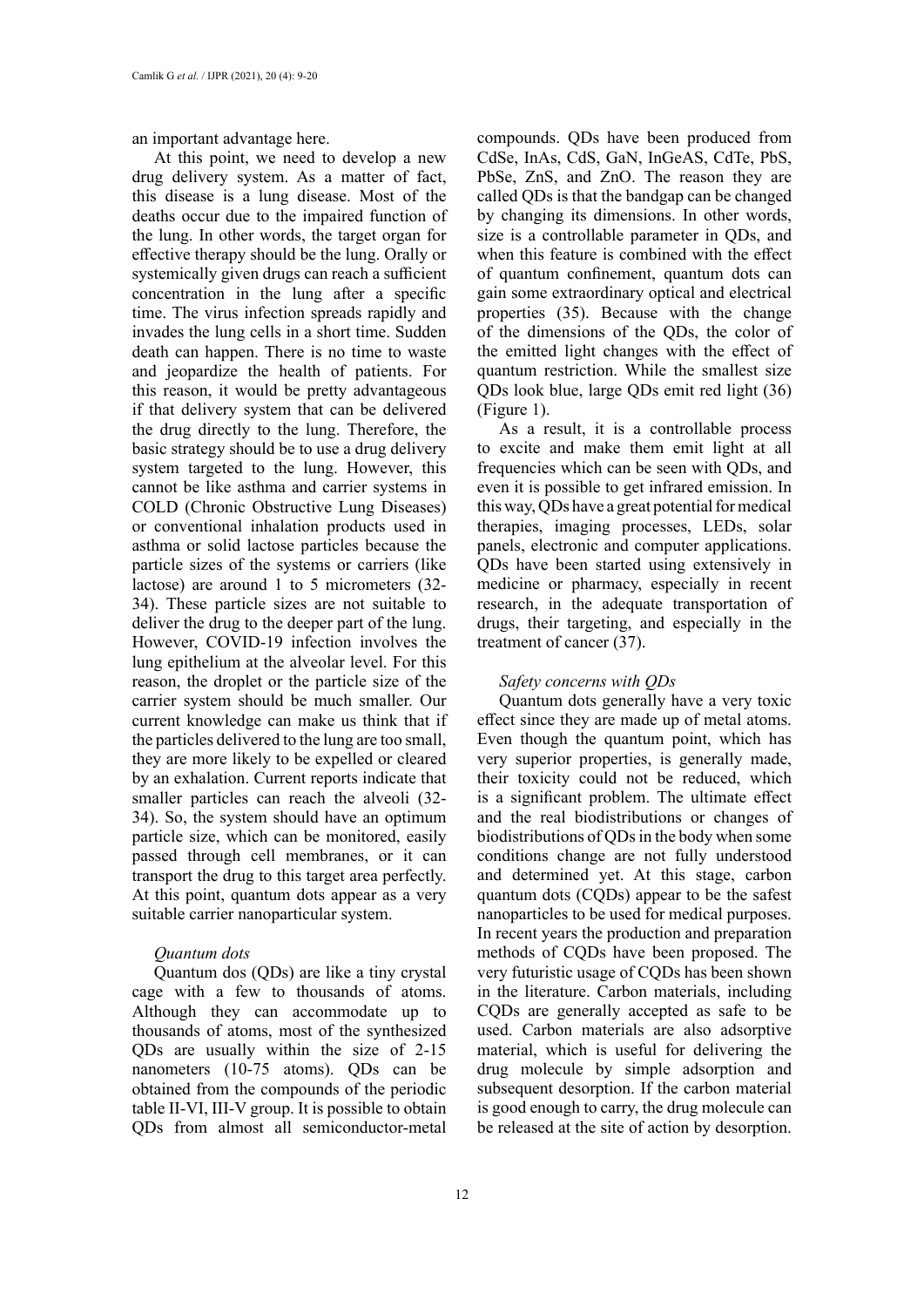an important advantage here.

At this point, we need to develop a new drug delivery system. As a matter of fact, this disease is a lung disease. Most of the deaths occur due to the impaired function of the lung. In other words, the target organ for effective therapy should be the lung. Orally or systemically given drugs can reach a sufficient concentration in the lung after a specific time. The virus infection spreads rapidly and invades the lung cells in a short time. Sudden death can happen. There is no time to waste and jeopardize the health of patients. For this reason, it would be pretty advantageous if that delivery system that can be delivered the drug directly to the lung. Therefore, the basic strategy should be to use a drug delivery system targeted to the lung. However, this cannot be like asthma and carrier systems in COLD (Chronic Obstructive Lung Diseases) or conventional inhalation products used in asthma or solid lactose particles because the particle sizes of the systems or carriers (like lactose) are around 1 to 5 micrometers (32-34). These particle sizes are not suitable to deliver the drug to the deeper part of the lung. However, COVID-19 infection involves the lung epithelium at the alveolar level. For this reason, the droplet or the particle size of the carrier system should be much smaller. Our current knowledge can make us think that if the particles delivered to the lung are too small, they are more likely to be expelled or cleared by an exhalation. Current reports indicate that smaller particles can reach the alveoli (32-34). So, the system should have an optimum particle size, which can be monitored, easily passed through cell membranes, or it can transport the drug to this target area perfectly. At this point, quantum dots appear as a very suitable carrier nanoparticular system.

### *Quantum dots*

Quantum dos (QDs) are like a tiny crystal cage with a few to thousands of atoms. Although they can accommodate up to thousands of atoms, most of the synthesized QDs are usually within the size of 2-15 nanometers (10-75 atoms). QDs can be obtained from the compounds of the periodic table II-VI, III-V group. It is possible to obtain QDs from almost all semiconductor-metal compounds. QDs have been produced from CdSe, InAs, CdS, GaN, InGeAS, CdTe, PbS, PbSe, ZnS, and ZnO. The reason they are called QDs is that the bandgap can be changed by changing its dimensions. In other words, size is a controllable parameter in QDs, and when this feature is combined with the effect of quantum confinement, quantum dots can gain some extraordinary optical and electrical properties (35). Because with the change of the dimensions of the QDs, the color of the emitted light changes with the effect of quantum restriction. While the smallest size QDs look blue, large QDs emit red light (36) (Figure 1).

As a result, it is a controllable process to excite and make them emit light at all frequencies which can be seen with QDs, and even it is possible to get infrared emission. In this way, QDs have a great potential for medical therapies, imaging processes, LEDs, solar panels, electronic and computer applications. QDs have been started using extensively in medicine or pharmacy, especially in recent research, in the adequate transportation of drugs, their targeting, and especially in the treatment of cancer (37).

### *Safety concerns with QDs*

Quantum dots generally have a very toxic effect since they are made up of metal atoms. Even though the quantum point, which has very superior properties, is generally made, their toxicity could not be reduced, which is a significant problem. The ultimate effect and the real biodistributions or changes of biodistributions of QDs in the body when some conditions change are not fully understood and determined yet. At this stage, carbon quantum dots (CQDs) appear to be the safest nanoparticles to be used for medical purposes. In recent years the production and preparation methods of CQDs have been proposed. The very futuristic usage of CQDs has been shown in the literature. Carbon materials, including CQDs are generally accepted as safe to be used. Carbon materials are also adsorptive material, which is useful for delivering the drug molecule by simple adsorption and subsequent desorption. If the carbon material is good enough to carry, the drug molecule can be released at the site of action by desorption.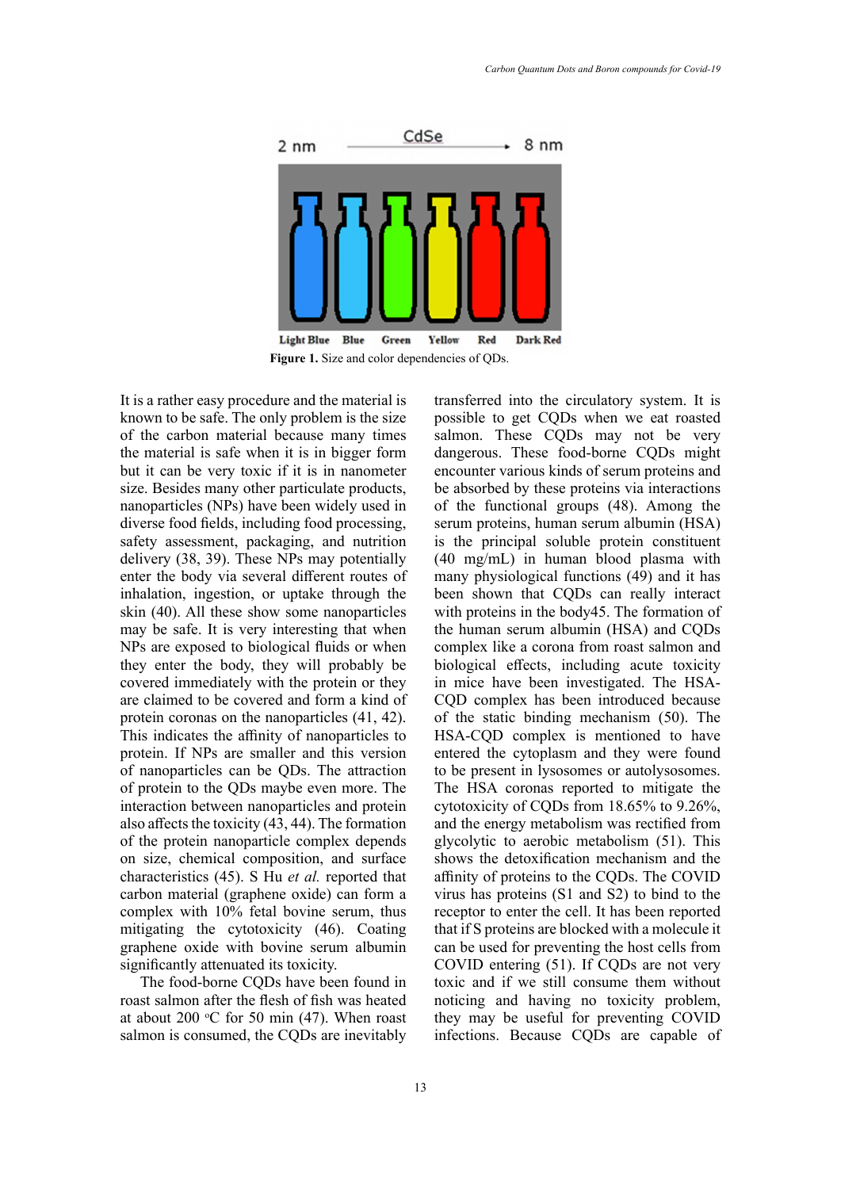**Figure 1.** Size and color dependencies of QDs.

It is a rather easy procedure and the material is known to be safe. The only problem is the size of the carbon material because many times the material is safe when it is in bigger form but it can be very toxic if it is in nanometer size. Besides many other particulate products, nanoparticles (NPs) have been widely used in diverse food fields, including food processing, safety assessment, packaging, and nutrition delivery (38, 39). These NPs may potentially enter the body via several different routes of inhalation, ingestion, or uptake through the skin (40). All these show some nanoparticles may be safe. It is very interesting that when NPs are exposed to biological fluids or when they enter the body, they will probably be covered immediately with the protein or they are claimed to be covered and form a kind of protein coronas on the nanoparticles (41, 42). This indicates the affinity of nanoparticles to protein. If NPs are smaller and this version of nanoparticles can be QDs. The attraction of protein to the QDs maybe even more. The interaction between nanoparticles and protein also affects the toxicity (43, 44). The formation of the protein nanoparticle complex depends on size, chemical composition, and surface characteristics (45). S Hu *et al.* reported that carbon material (graphene oxide) can form a complex with 10% fetal bovine serum, thus mitigating the cytotoxicity (46). Coating graphene oxide with bovine serum albumin significantly attenuated its toxicity.

The food-borne CQDs have been found in roast salmon after the flesh of fish was heated at about 200 °C for 50 min (47). When roast salmon is consumed, the CQDs are inevitably transferred into the circulatory system. It is possible to get CQDs when we eat roasted salmon. These CQDs may not be very dangerous. These food-borne CQDs might encounter various kinds of serum proteins and be absorbed by these proteins via interactions of the functional groups (48). Among the serum proteins, human serum albumin (HSA) is the principal soluble protein constituent (40 mg/mL) in human blood plasma with many physiological functions (49) and it has been shown that CQDs can really interact with proteins in the body45. The formation of the human serum albumin (HSA) and CQDs complex like a corona from roast salmon and biological effects, including acute toxicity in mice have been investigated. The HSA-CQD complex has been introduced because of the static binding mechanism (50). The HSA-CQD complex is mentioned to have entered the cytoplasm and they were found to be present in lysosomes or autolysosomes. The HSA coronas reported to mitigate the cytotoxicity of CQDs from 18.65% to 9.26%, and the energy metabolism was rectified from glycolytic to aerobic metabolism (51). This shows the detoxification mechanism and the affinity of proteins to the CQDs. The COVID virus has proteins (S1 and S2) to bind to the receptor to enter the cell. It has been reported that if S proteins are blocked with a molecule it can be used for preventing the host cells from COVID entering (51). If CQDs are not very toxic and if we still consume them without noticing and having no toxicity problem, they may be useful for preventing COVID infections. Because CQDs are capable of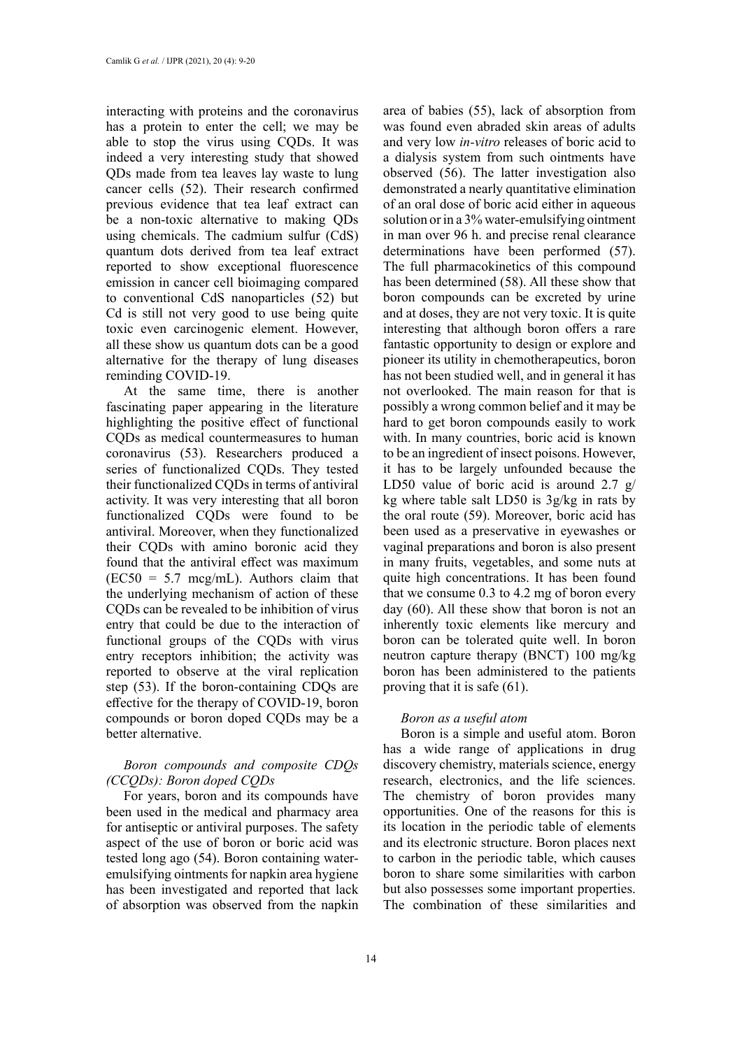interacting with proteins and the coronavirus has a protein to enter the cell; we may be able to stop the virus using CQDs. It was indeed a very interesting study that showed QDs made from tea leaves lay waste to lung cancer cells (52). Their research confirmed previous evidence that tea leaf extract can be a non-toxic alternative to making QDs using chemicals. The cadmium sulfur (CdS) quantum dots derived from tea leaf extract reported to show exceptional fluorescence emission in cancer cell bioimaging compared to conventional CdS nanoparticles (52) but Cd is still not very good to use being quite toxic even carcinogenic element. However, all these show us quantum dots can be a good alternative for the therapy of lung diseases reminding COVID-19.

At the same time, there is another fascinating paper appearing in the literature highlighting the positive effect of functional CQDs as medical countermeasures to human coronavirus (53). Researchers produced a series of functionalized CQDs. They tested their functionalized CQDs in terms of antiviral activity. It was very interesting that all boron functionalized CQDs were found to be antiviral. Moreover, when they functionalized their CQDs with amino boronic acid they found that the antiviral effect was maximum (EC50 = 5.7 mcg/mL). Authors claim that the underlying mechanism of action of these CQDs can be revealed to be inhibition of virus entry that could be due to the interaction of functional groups of the CQDs with virus entry receptors inhibition; the activity was reported to observe at the viral replication step (53). If the boron-containing CDQs are effective for the therapy of COVID-19, boron compounds or boron doped CQDs may be a better alternative.

*Boron compounds and composite CDQs (CCQDs): Boron doped CQDs*

For years, boron and its compounds have been used in the medical and pharmacy area for antiseptic or antiviral purposes. The safety aspect of the use of boron or boric acid was tested long ago (54). Boron containing water-emulsifying ointments for napkin area hygiene has been investigated and reported that lack of absorption was observed from the napkin area of babies (55), lack of absorption from was found even abraded skin areas of adults and very low *in-vitro* releases of boric acid to a dialysis system from such ointments have observed (56). The latter investigation also demonstrated a nearly quantitative elimination of an oral dose of boric acid either in aqueous solution or in a 3% water-emulsifying ointment in man over 96 h. and precise renal clearance determinations have been performed (57). The full pharmacokinetics of this compound has been determined (58). All these show that boron compounds can be excreted by urine and at doses, they are not very toxic. It is quite interesting that although boron offers a rare fantastic opportunity to design or explore and pioneer its utility in chemotherapeutics, boron has not been studied well, and in general it has not overlooked. The main reason for that is possibly a wrong common belief and it may be hard to get boron compounds easily to work with. In many countries, boric acid is known to be an ingredient of insect poisons. However, it has to be largely unfounded because the LD50 value of boric acid is around 2.7 g/kg where table salt LD50 is 3g/kg in rats by the oral route (59). Moreover, boric acid has been used as a preservative in eyewashes or vaginal preparations and boron is also present in many fruits, vegetables, and some nuts at quite high concentrations. It has been found that we consume 0.3 to 4.2 mg of boron every day (60). All these show that boron is not an inherently toxic elements like mercury and boron can be tolerated quite well. In boron neutron capture therapy (BNCT) 100 mg/kg boron has been administered to the patients proving that it is safe (61).

*Boron as a useful atom*

Boron is a simple and useful atom. Boron has a wide range of applications in drug discovery chemistry, materials science, energy research, electronics, and the life sciences. The chemistry of boron provides many opportunities. One of the reasons for this is its location in the periodic table of elements and its electronic structure. Boron places next to carbon in the periodic table, which causes boron to share some similarities with carbon but also possesses some important properties. The combination of these similarities and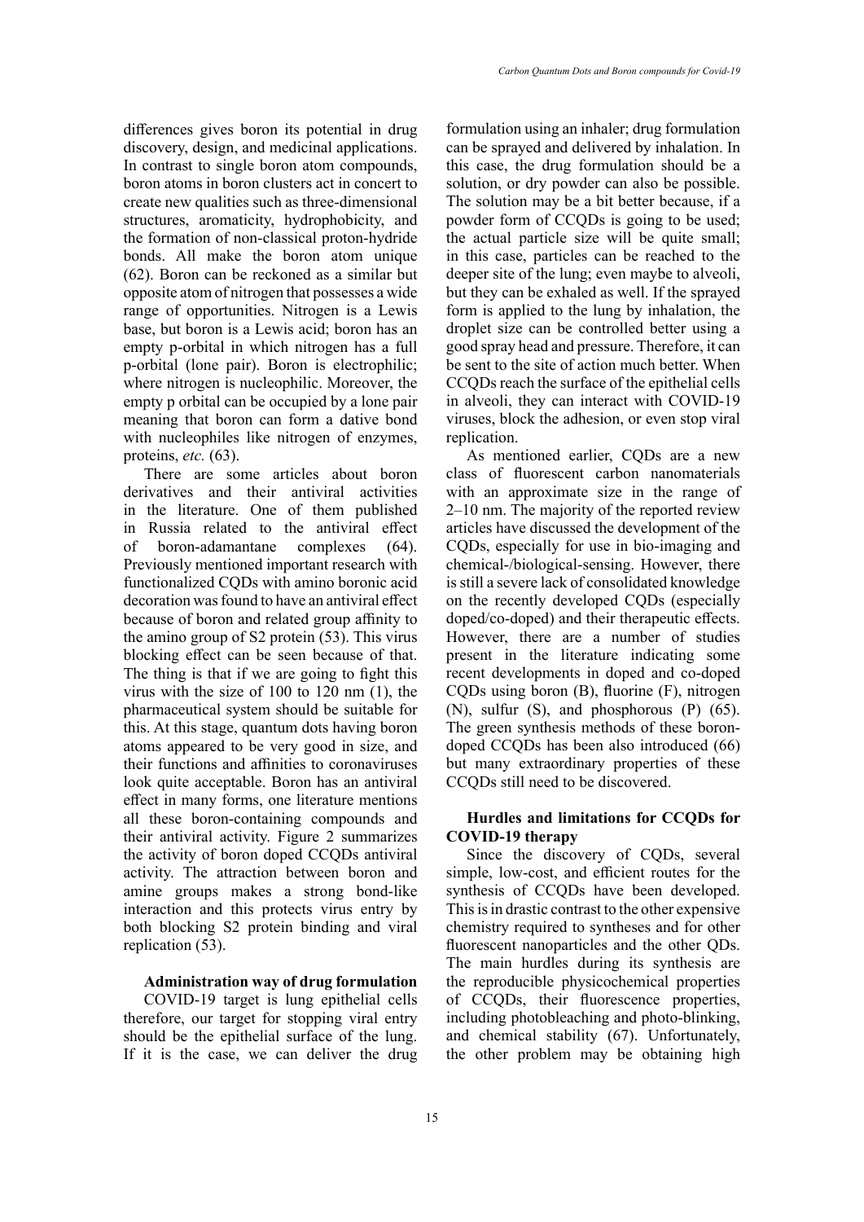differences gives boron its potential in drug discovery, design, and medicinal applications. In contrast to single boron atom compounds, boron atoms in boron clusters act in concert to create new qualities such as three-dimensional structures, aromaticity, hydrophobicity, and the formation of non-classical proton-hydride bonds. All make the boron atom unique (62). Boron can be reckoned as a similar but opposite atom of nitrogen that possesses a wide range of opportunities. Nitrogen is a Lewis base, but boron is a Lewis acid; boron has an empty p-orbital in which nitrogen has a full p-orbital (lone pair). Boron is electrophilic; where nitrogen is nucleophilic. Moreover, the empty p orbital can be occupied by a lone pair meaning that boron can form a dative bond with nucleophiles like nitrogen of enzymes, proteins, *etc.* (63).

There are some articles about boron derivatives and their antiviral activities in the literature. One of them published in Russia related to the antiviral effect of boron-adamantane complexes (64). Previously mentioned important research with functionalized CQDs with amino boronic acid decoration was found to have an antiviral effect because of boron and related group affinity to the amino group of S2 protein (53). This virus blocking effect can be seen because of that. The thing is that if we are going to fight this virus with the size of 100 to 120 nm (1), the pharmaceutical system should be suitable for this. At this stage, quantum dots having boron atoms appeared to be very good in size, and their functions and affinities to coronaviruses look quite acceptable. Boron has an antiviral effect in many forms, one literature mentions all these boron-containing compounds and their antiviral activity. Figure 2 summarizes the activity of boron doped CCQDs antiviral activity. The attraction between boron and amine groups makes a strong bond-like interaction and this protects virus entry by both blocking S2 protein binding and viral replication (53).

**Administration way of drug formulation**

COVID-19 target is lung epithelial cells therefore, our target for stopping viral entry should be the epithelial surface of the lung. If it is the case, we can deliver the drug formulation using an inhaler; drug formulation can be sprayed and delivered by inhalation. In this case, the drug formulation should be a solution, or dry powder can also be possible. The solution may be a bit better because, if a powder form of CCQDs is going to be used; the actual particle size will be quite small; in this case, particles can be reached to the deeper site of the lung; even maybe to alveoli, but they can be exhaled as well. If the sprayed form is applied to the lung by inhalation, the droplet size can be controlled better using a good spray head and pressure. Therefore, it can be sent to the site of action much better. When CCQDs reach the surface of the epithelial cells in alveoli, they can interact with COVID-19 viruses, block the adhesion, or even stop viral replication.

As mentioned earlier, CQDs are a new class of fluorescent carbon nanomaterials with an approximate size in the range of 2–10 nm. The majority of the reported review articles have discussed the development of the CQDs, especially for use in bio-imaging and chemical-/biological-sensing. However, there is still a severe lack of consolidated knowledge on the recently developed CQDs (especially doped/co-doped) and their therapeutic effects. However, there are a number of studies present in the literature indicating some recent developments in doped and co-doped CQDs using boron (B), fluorine (F), nitrogen (N), sulfur (S), and phosphorous (P) (65). The green synthesis methods of these boron-doped CCQDs has been also introduced (66) but many extraordinary properties of these CCQDs still need to be discovered.

**Hurdles and limitations for CCQDs for COVID-19 therapy**

Since the discovery of CQDs, several simple, low-cost, and efficient routes for the synthesis of CCQDs have been developed. This is in drastic contrast to the other expensive chemistry required to syntheses and for other fluorescent nanoparticles and the other QDs. The main hurdles during its synthesis are the reproducible physicochemical properties of CCQDs, their fluorescence properties, including photobleaching and photo-blinking, and chemical stability (67). Unfortunately, the other problem may be obtaining high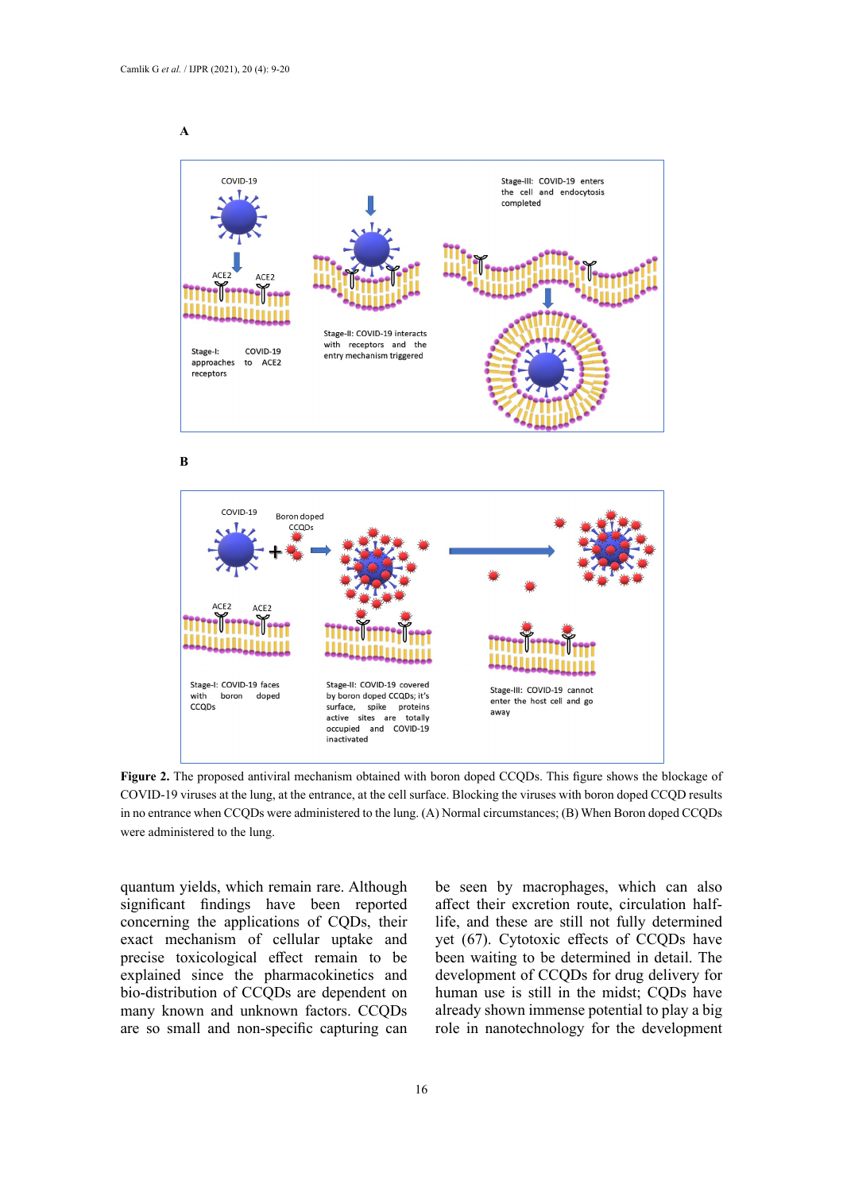**Figure 2.** The proposed antiviral mechanism obtained with boron doped CCQDs. This figure shows the blockage of COVID-19 viruses at the lung, at the entrance, at the cell surface. Blocking the viruses with boron doped CCQD results in no entrance when CCQDs were administered to the lung. (A) Normal circumstances; (B) When Boron doped CCQDs were administered to the lung.

quantum yields, which remain rare. Although significant findings have been reported concerning the applications of CQDs, their exact mechanism of cellular uptake and precise toxicological effect remain to be explained since the pharmacokinetics and bio-distribution of CCQDs are dependent on many known and unknown factors. CCQDs are so small and non-specific capturing can be seen by macrophages, which can also affect their excretion route, circulation half-life, and these are still not fully determined yet (67). Cytotoxic effects of CCQDs have been waiting to be determined in detail. The development of CCQDs for drug delivery for human use is still in the midst; CQDs have already shown immense potential to play a big role in nanotechnology for the development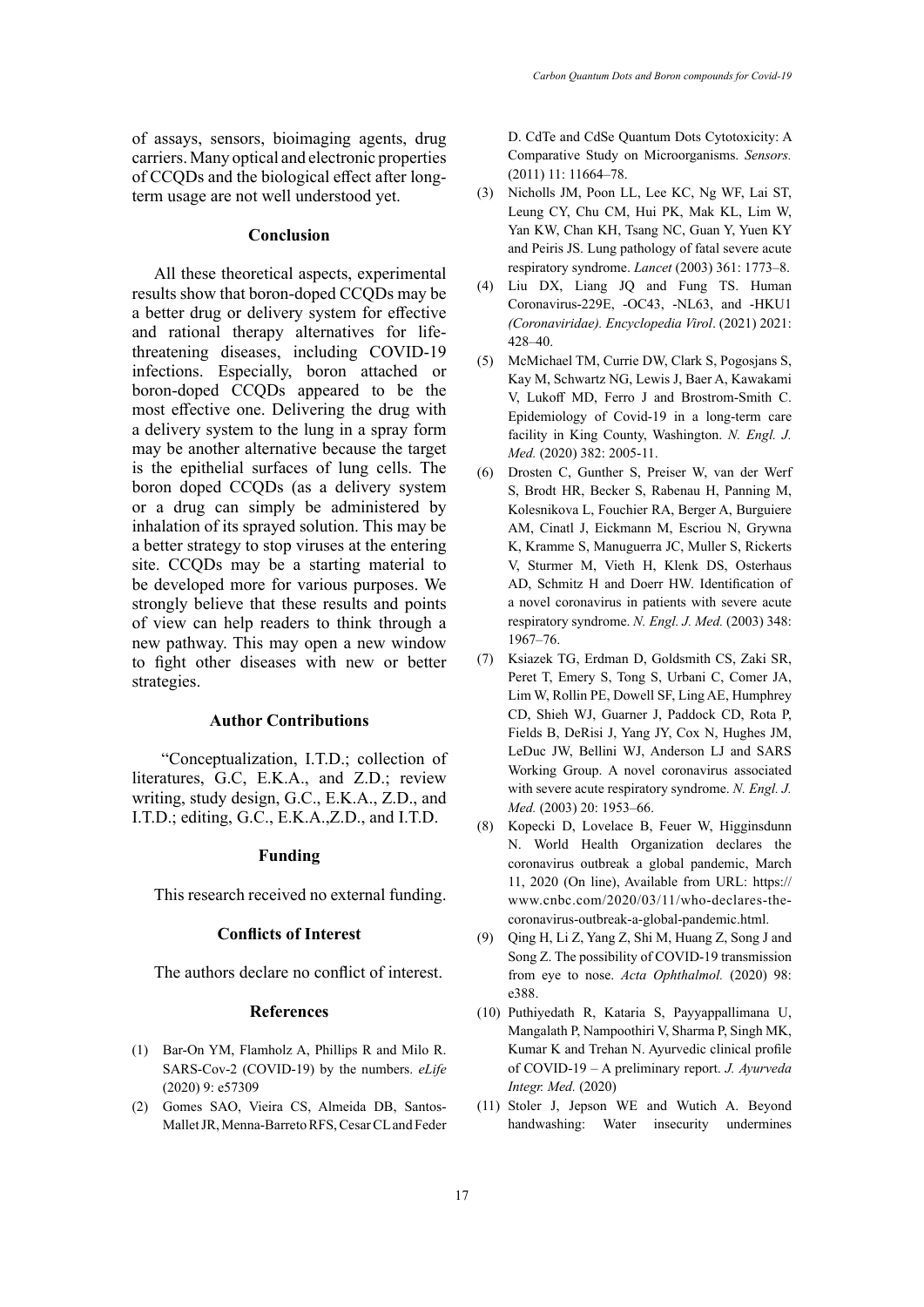of assays, sensors, bioimaging agents, drug carriers. Many optical and electronic properties of CCQDs and the biological effect after long-term usage are not well understood yet.

## Conclusion

All these theoretical aspects, experimental results show that boron-doped CCQDs may be a better drug or delivery system for effective and rational therapy alternatives for life-threatening diseases, including COVID-19 infections. Especially, boron attached or boron-doped CCQDs appeared to be the most effective one. Delivering the drug with a delivery system to the lung in a spray form may be another alternative because the target is the epithelial surfaces of lung cells. The boron doped CCQDs (as a delivery system or a drug can simply be administered by inhalation of its sprayed solution. This may be a better strategy to stop viruses at the entering site. CCQDs may be a starting material to be developed more for various purposes. We strongly believe that these results and points of view can help readers to think through a new pathway. This may open a new window to fight other diseases with new or better strategies.

## Author Contributions

"Conceptualization, I.T.D.; collection of literatures, G.C, E.K.A., and Z.D.; review writing, study design, G.C., E.K.A., Z.D., and I.T.D.; editing, G.C., E.K.A.,Z.D., and I.T.D.

## Funding

This research received no external funding.

## Conflicts of Interest

The authors declare no conflict of interest.

## References

(1) Bar-On YM, Flamholz A, Phillips R and Milo R. SARS-Cov-2 (COVID-19) by the numbers. *eLife* (2020) 9: e57309

(2) Gomes SAO, Vieira CS, Almeida DB, Santos-Mallet JR, Menna-Barreto RFS, Cesar CL and Feder D. CdTe and CdSe Quantum Dots Cytotoxicity: A Comparative Study on Microorganisms. *Sensors.* (2011) 11: 11664–78.

(3) Nicholls JM, Poon LL, Lee KC, Ng WF, Lai ST, Leung CY, Chu CM, Hui PK, Mak KL, Lim W, Yan KW, Chan KH, Tsang NC, Guan Y, Yuen KY and Peiris JS. Lung pathology of fatal severe acute respiratory syndrome. *Lancet* (2003) 361: 1773–8.

(4) Liu DX, Liang JQ and Fung TS. Human Coronavirus-229E, -OC43, -NL63, and -HKU1 *(Coronaviridae). Encyclopedia Virol*. (2021) 2021: 428–40.

(5) McMichael TM, Currie DW, Clark S, Pogosjans S, Kay M, Schwartz NG, Lewis J, Baer A, Kawakami V, Lukoff MD, Ferro J and Brostrom-Smith C. Epidemiology of Covid-19 in a long-term care facility in King County, Washington. *N. Engl. J. Med.* (2020) 382: 2005-11.

(6) Drosten C, Gunther S, Preiser W, van der Werf S, Brodt HR, Becker S, Rabenau H, Panning M, Kolesnikova L, Fouchier RA, Berger A, Burguiere AM, Cinatl J, Eickmann M, Escriou N, Grywna K, Kramme S, Manuguerra JC, Muller S, Rickerts V, Sturmer M, Vieth H, Klenk DS, Osterhaus AD, Schmitz H and Doerr HW. Identification of a novel coronavirus in patients with severe acute respiratory syndrome. *N. Engl. J. Med.* (2003) 348: 1967–76.

(7) Ksiazek TG, Erdman D, Goldsmith CS, Zaki SR, Peret T, Emery S, Tong S, Urbani C, Comer JA, Lim W, Rollin PE, Dowell SF, Ling AE, Humphrey CD, Shieh WJ, Guarner J, Paddock CD, Rota P, Fields B, DeRisi J, Yang JY, Cox N, Hughes JM, LeDuc JW, Bellini WJ, Anderson LJ and SARS Working Group. A novel coronavirus associated with severe acute respiratory syndrome. *N. Engl. J. Med.* (2003) 20: 1953–66.

(8) Kopecki D, Lovelace B, Feuer W, Higginsdunn N. World Health Organization declares the coronavirus outbreak a global pandemic, March 11, 2020 (On line), Available from URL: https://www.cnbc.com/2020/03/11/who-declares-the-coronavirus-outbreak-a-global-pandemic.html.

(9) Qing H, Li Z, Yang Z, Shi M, Huang Z, Song J and Song Z. The possibility of COVID-19 transmission from eye to nose. *Acta Ophthalmol.* (2020) 98: e388.

(10) Puthiyedath R, Kataria S, Payyappallimana U, Mangalath P, Nampoothiri V, Sharma P, Singh MK, Kumar K and Trehan N. Ayurvedic clinical profile of COVID-19 – A preliminary report. *J. Ayurveda Integr. Med.* (2020)

(11) Stoler J, Jepson WE and Wutich A. Beyond handwashing: Water insecurity undermines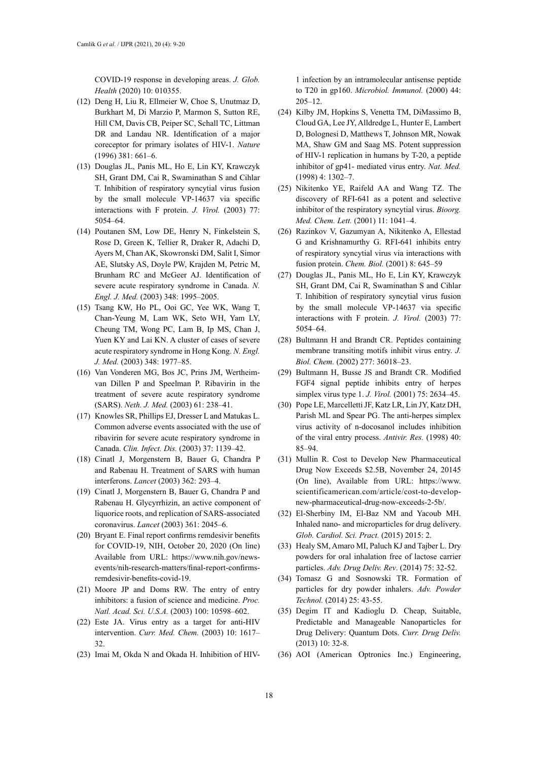COVID-19 response in developing areas. *J. Glob. Health* (2020) 10: 010355.

(12) Deng H, Liu R, Ellmeier W, Choe S, Unutmaz D, Burkhart M, Di Marzio P, Marmon S, Sutton RE, Hill CM, Davis CB, Peiper SC, Schall TC, Littman DR and Landau NR. Identification of a major coreceptor for primary isolates of HIV-1. *Nature* (1996) 381: 661–6.

(13) Douglas JL, Panis ML, Ho E, Lin KY, Krawczyk SH, Grant DM, Cai R, Swaminathan S and Cihlar T. Inhibition of respiratory syncytial virus fusion by the small molecule VP-14637 via specific interactions with F protein. *J. Virol.* (2003) 77: 5054–64.

(14) Poutanen SM, Low DE, Henry N, Finkelstein S, Rose D, Green K, Tellier R, Draker R, Adachi D, Ayers M, Chan AK, Skowronski DM, Salit I, Simor AE, Slutsky AS, Doyle PW, Krajden M, Petric M, Brunham RC and McGeer AJ. Identification of severe acute respiratory syndrome in Canada. *N. Engl. J. Med.* (2003) 348: 1995–2005.

(15) Tsang KW, Ho PL, Ooi GC, Yee WK, Wang T, Chan-Yeung M, Lam WK, Seto WH, Yam LY, Cheung TM, Wong PC, Lam B, Ip MS, Chan J, Yuen KY and Lai KN. A cluster of cases of severe acute respiratory syndrome in Hong Kong. *N. Engl. J. Med.* (2003) 348: 1977–85.

(16) Van Vonderen MG, Bos JC, Prins JM, Wertheim-van Dillen P and Speelman P. Ribavirin in the treatment of severe acute respiratory syndrome (SARS). *Neth. J. Med.* (2003) 61: 238–41.

(17) Knowles SR, Phillips EJ, Dresser L and Matukas L. Common adverse events associated with the use of ribavirin for severe acute respiratory syndrome in Canada. *Clin. Infect. Dis.* (2003) 37: 1139–42.

(18) Cinatl J, Morgenstern B, Bauer G, Chandra P and Rabenau H. Treatment of SARS with human interferons. *Lancet* (2003) 362: 293–4.

(19) Cinatl J, Morgenstern B, Bauer G, Chandra P and Rabenau H. Glycyrrhizin, an active component of liquorice roots, and replication of SARS-associated coronavirus. *Lancet* (2003) 361: 2045–6.

(20) Bryant E. Final report confirms remdesivir benefits for COVID-19, NIH, October 20, 2020 (On line) Available from URL: https://www.nih.gov/news-events/nih-research-matters/final-report-confirms-remdesivir-benefits-covid-19.

(21) Moore JP and Doms RW. The entry of entry inhibitors: a fusion of science and medicine. *Proc. Natl. Acad. Sci. U.S.A.* (2003) 100: 10598–602.

(22) Este JA. Virus entry as a target for anti-HIV intervention. *Curr. Med. Chem.* (2003) 10: 1617–32.

(23) Imai M, Okda N and Okada H. Inhibition of HIV-1 infection by an intramolecular antisense peptide to T20 in gp160. *Microbiol. Immunol.* (2000) 44: 205–12.

(24) Kilby JM, Hopkins S, Venetta TM, DiMassimo B, Cloud GA, Lee JY, Alldredge L, Hunter E, Lambert D, Bolognesi D, Matthews T, Johnson MR, Nowak MA, Shaw GM and Saag MS. Potent suppression of HIV-1 replication in humans by T-20, a peptide inhibitor of gp41- mediated virus entry. *Nat. Med.* (1998) 4: 1302–7.

(25) Nikitenko YE, Raifeld AA and Wang TZ. The discovery of RFI-641 as a potent and selective inhibitor of the respiratory syncytial virus. *Bioorg. Med. Chem. Lett.* (2001) 11: 1041–4.

(26) Razinkov V, Gazumyan A, Nikitenko A, Ellestad G and Krishnamurthy G. RFI-641 inhibits entry of respiratory syncytial virus via interactions with fusion protein. *Chem. Biol.* (2001) 8: 645–59

(27) Douglas JL, Panis ML, Ho E, Lin KY, Krawczyk SH, Grant DM, Cai R, Swaminathan S and Cihlar T. Inhibition of respiratory syncytial virus fusion by the small molecule VP-14637 via specific interactions with F protein. *J. Virol.* (2003) 77: 5054–64.

(28) Bultmann H and Brandt CR. Peptides containing membrane transiting motifs inhibit virus entry. *J. Biol. Chem.* (2002) 277: 36018–23.

(29) Bultmann H, Busse JS and Brandt CR. Modified FGF4 signal peptide inhibits entry of herpes simplex virus type 1. *J. Virol.* (2001) 75: 2634–45.

(30) Pope LE, Marcelletti JF, Katz LR, Lin JY, Katz DH, Parish ML and Spear PG. The anti-herpes simplex virus activity of n-docosanol includes inhibition of the viral entry process. *Antivir. Res.* (1998) 40: 85–94.

(31) Mullin R. Cost to Develop New Pharmaceutical Drug Now Exceeds $2.5B, November 24, 20145 (On line), Available from URL: https://www.scientificamerican.com/article/cost-to-develop-new-pharmaceutical-drug-now-exceeds-2-5b/.

(32) El-Sherbiny IM, El-Baz NM and Yacoub MH. Inhaled nano- and microparticles for drug delivery. *Glob. Cardiol. Sci. Pract.* (2015) 2015: 2.

(33) Healy SM, Amaro MI, Paluch KJ and Tajber L. Dry powders for oral inhalation free of lactose carrier particles. *Adv. Drug Deliv. Rev*. (2014) 75: 32-52.

(34) Tomasz G and Sosnowski TR. Formation of particles for dry powder inhalers. *Adv. Powder Technol.* (2014) 25: 43-55.

(35) Degim IT and Kadioglu D. Cheap, Suitable, Predictable and Manageable Nanoparticles for Drug Delivery: Quantum Dots. *Curr. Drug Deliv.* (2013) 10: 32-8.

(36) AOI (American Optronics Inc.) Engineering,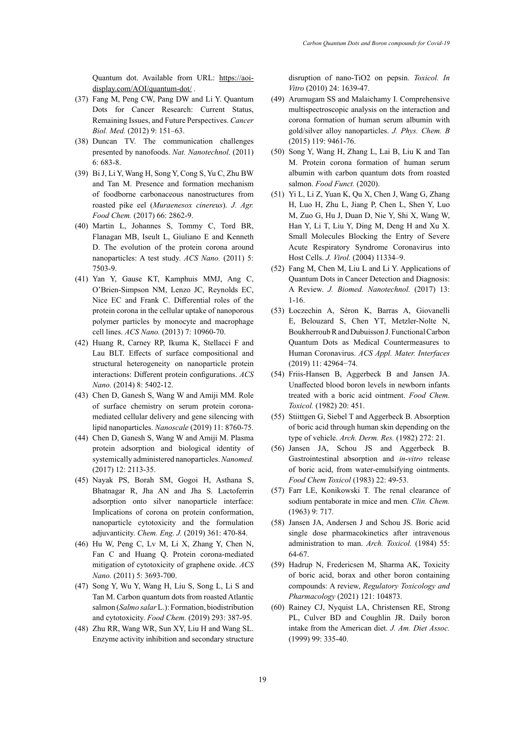Quantum dot. Available from URL: https://aoi-display.com/AOI/quantum-dot/ .

(37) Fang M, Peng CW, Pang DW and Li Y. Quantum Dots for Cancer Research: Current Status, Remaining Issues, and Future Perspectives. *Cancer Biol. Med.* (2012) 9: 151–63.

(38) Duncan TV. The communication challenges presented by nanofoods. *Nat. Nanotechnol.* (2011) 6: 683-8.

(39) Bi J, Li Y, Wang H, Song Y, Cong S, Yu C, Zhu BW and Tan M. Presence and formation mechanism of foodborne carbonaceous nanostructures from roasted pike eel (*Muraenesox cinereus*). *J. Agr. Food Chem.* (2017) 66: 2862-9.

(40) Martin L, Johannes S, Tommy C, Tord BR, Flanagan MB, Iseult L, Giuliano E and Kenneth D. The evolution of the protein corona around nanoparticles: A test study. *ACS Nano.* (2011) 5: 7503-9.

(41) Yan Y, Gause KT, Kamphuis MMJ, Ang C, O'Brien-Simpson NM, Lenzo JC, Reynolds EC, Nice EC and Frank C. Differential roles of the protein corona in the cellular uptake of nanoporous polymer particles by monocyte and macrophage cell lines. *ACS Nano.* (2013) 7: 10960-70.

(42) Huang R, Carney RP, Ikuma K, Stellacci F and Lau BLT. Effects of surface compositional and structural heterogeneity on nanoparticle protein interactions: Different protein configurations. *ACS Nano.* (2014) 8: 5402-12.

(43) Chen D, Ganesh S, Wang W and Amiji MM. Role of surface chemistry on serum protein corona-mediated cellular delivery and gene silencing with lipid nanoparticles. *Nanoscale* (2019) 11: 8760-75.

(44) Chen D, Ganesh S, Wang W and Amiji M. Plasma protein adsorption and biological identity of systemically administered nanoparticles. *Nanomed.* (2017) 12: 2113-35.

(45) Nayak PS, Borah SM, Gogoi H, Asthana S, Bhatnagar R, Jha AN and Jha S. Lactoferrin adsorption onto silver nanoparticle interface: Implications of corona on protein conformation, nanoparticle cytotoxicity and the formulation adjuvanticity. *Chem. Eng. J.* (2019) 361: 470-84.

(46) Hu W, Peng C, Lv M, Li X, Zhang Y, Chen N, Fan C and Huang Q. Protein corona-mediated mitigation of cytotoxicity of graphene oxide. *ACS Nano.* (2011) 5: 3693-700.

(47) Song Y, Wu Y, Wang H, Liu S, Song L, Li S and Tan M. Carbon quantum dots from roasted Atlantic salmon (*Salmo salar* L.): Formation, biodistribution and cytotoxicity. *Food Chem.* (2019) 293: 387-95.

(48) Zhu RR, Wang WR, Sun XY, Liu H and Wang SL. Enzyme activity inhibition and secondary structure disruption of nano-TiO2 on pepsin. *Toxicol. In Vitro* (2010) 24: 1639-47.

(49) Arumugam SS and Malaichamy I. Comprehensive multispectroscopic analysis on the interaction and corona formation of human serum albumin with gold/silver alloy nanoparticles. *J. Phys. Chem. B* (2015) 119: 9461-76.

(50) Song Y, Wang H, Zhang L, Lai B, Liu K and Tan M. Protein corona formation of human serum albumin with carbon quantum dots from roasted salmon. *Food Funct.* (2020).

(51) Yi L, Li Z, Yuan K, Qu X, Chen J, Wang G, Zhang H, Luo H, Zhu L, Jiang P, Chen L, Shen Y, Luo M, Zuo G, Hu J, Duan D, Nie Y, Shi X, Wang W, Han Y, Li T, Liu Y, Ding M, Deng H and Xu X. Small Molecules Blocking the Entry of Severe Acute Respiratory Syndrome Coronavirus into Host Cells. *J. Virol.* (2004) 11334–9.

(52) Fang M, Chen M, Liu L and Li Y. Applications of Quantum Dots in Cancer Detection and Diagnosis: A Review. *J. Biomed. Nanotechnol.* (2017) 13: 1-16.

(53) Łoczechin A, Séron K, Barras A, Giovanelli E, Belouzard S, Chen YT, Metzler-Nolte N, Boukherroub R and Dubuisson J. Functional Carbon Quantum Dots as Medical Countermeasures to Human Coronavirus. *ACS Appl. Mater. Interfaces* (2019) 11: 42964−74.

(54) Friis-Hansen B, Aggerbeck B and Jansen JA. Unaffected blood boron levels in newborn infants treated with a boric acid ointment. *Food Chem. Toxicol.* (1982) 20: 451.

(55) Stiittgen G, Siebel T and Aggerbeck B. Absorption of boric acid through human skin depending on the type of vehicle. *Arch. Derm. Res.* (1982) 272: 21.

(56) Jansen JA, Schou JS and Aggerbeck B. Gastrointestinal absorption and *in-vitro* release of boric acid, from water-emulsifying ointments. *Food Chem Toxicol* (1983) 22: 49-53.

(57) Farr LE, Konikowski T. The renal clearance of sodium pentaborate in mice and men*. Clin. Chem.* (1963) 9: 717.

(58) Jansen JA, Andersen J and Schou JS. Boric acid single dose pharmacokinetics after intravenous administration to man. *Arch. Toxicol.* (1984) 55: 64-67.

(59) Hadrup N, Fredericsen M, Sharma AK, Toxicity of boric acid, borax and other boron containing compounds: A review, *Regulatory Toxicology and Pharmacology* (2021) 121: 104873.

(60) Rainey CJ, Nyquist LA, Christensen RE, Strong PL, Culver BD and Coughlin JR. Daily boron intake from the American diet. *J. Am. Diet Assoc.* (1999) 99: 335-40.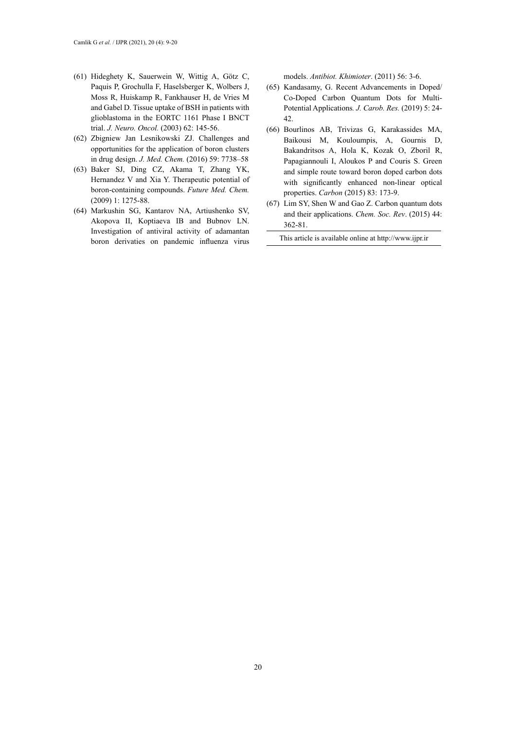(61) Hideghety K, Sauerwein W, Wittig A, Götz C, Paquis P, Grochulla F, Haselsberger K, Wolbers J, Moss R, Huiskamp R, Fankhauser H, de Vries M and Gabel D. Tissue uptake of BSH in patients with glioblastoma in the EORTC 1161 Phase I BNCT trial. *J. Neuro. Oncol.* (2003) 62: 145-56.

(62) Zbigniew Jan Lesnikowski ZJ. Challenges and opportunities for the application of boron clusters in drug design. *J. Med. Chem.* (2016) 59: 7738–58

(63) Baker SJ, Ding CZ, Akama T, Zhang YK, Hernandez V and Xia Y. Therapeutic potential of boron-containing compounds. *Future Med. Chem.* (2009) 1: 1275-88.

(64) Markushin SG, Kantarov NA, Artiushenko SV, Akopova II, Koptiaeva IB and Bubnov LN. Investigation of antiviral activity of adamantan boron derivaties on pandemic influenza virus models. *Antibiot. Khimioter*. (2011) 56: 3-6.

(65) Kandasamy, G. Recent Advancements in Doped/Co-Doped Carbon Quantum Dots for Multi-Potential Applications*. J. Carob. Res.* (2019) 5: 24-42.

(66) Bourlinos AB, Trivizas G, Karakassides MA, Baikousi M, Kouloumpis, A, Gournis D, Bakandritsos A, Hola K, Kozak O, Zboril R, Papagiannouli I, Aloukos P and Couris S. Green and simple route toward boron doped carbon dots with significantly enhanced non-linear optical properties. *Carbon* (2015) 83: 173-9.

(67) Lim SY, Shen W and Gao Z. Carbon quantum dots and their applications. *Chem. Soc. Rev*. (2015) 44: 362-81.

This article is available online at http://www.ijpr.ir